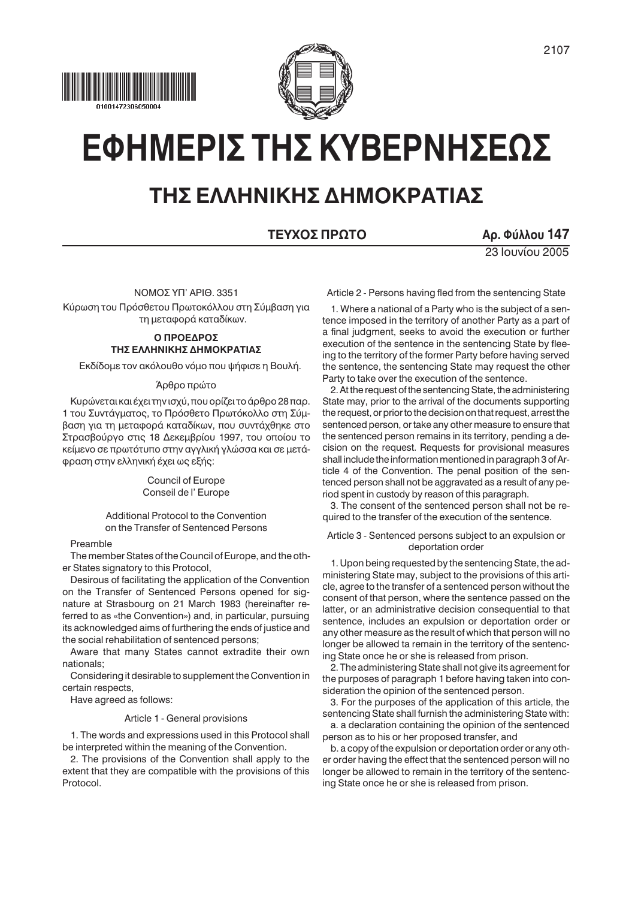# ΕΦΗΜΕΡΙΣ ΤΗΣ ΚΥΒΕΡΝΗΣΕΩΣ

## ΤΗΣ ΕΛΛΗΝΙΚΗΣ ΔΗΜΟΚΡΑΤΙΑΣ

**ΤΕΥΧΟΣ ΠΡΩΤΟ** **Αρ. Φύλλου 147**

23 Ιουνίου 2005

ΝΟΜΟΣ ΥΠ' ΑΡΙΘ. 3351

Κύρωση του Πρόσθετου Πρωτοκόλλου στη Σύμβαση για τη μεταφορά καταδίκων.

**Ο ΠΡΟΕΔΡΟΣ ΤΗΣ ΕΛΛΗΝΙΚΗΣ ΔΗΜΟΚΡΑΤΙΑΣ**

Εκδίδομε τον ακόλουθο νόμο που ψήφισε η Βουλή.

Άρθρο πρώτο

Κυρώνεται και έχει την ισχύ, που ορίζει το άρθρο 28 παρ. 1 του Συντάγματος, το Πρόσθετο Πρωτόκολλο στη Σύμβαση για τη μεταφορά καταδίκων, που συντάχθηκε στο Στρασβούργο στις 18 Δεκεμβρίου 1997, του οποίου το κείμενο σε πρωτότυπο στην αγγλική γλώσσα και σε μετάφραση στην ελληνική έχει ως εξής:

Council of Europe
Conseil de l' Europe

Additional Protocol to the Convention on the Transfer of Sentenced Persons

Preamble

The member States of the Council of Europe, and the other States signatory to this Protocol,

Desirous of facilitating the application of the Convention on the Transfer of Sentenced Persons opened for signature at Strasbourg on 21 March 1983 (hereinafter referred to as «the Convention») and, in particular, pursuing its acknowledged aims of furthering the ends of justice and the social rehabilitation of sentenced persons;

Aware that many States cannot extradite their own nationals;

Considering it desirable to supplement the Convention in certain respects,

Have agreed as follows:

Article 1 - General provisions

1. The words and expressions used in this Protocol shall be interpreted within the meaning of the Convention.

2. The provisions of the Convention shall apply to the extent that they are compatible with the provisions of this Protocol.

Article 2 - Persons having fled from the sentencing State

1. Where a national of a Party who is the subject of a sentence imposed in the territory of another Party as a part of a final judgment, seeks to avoid the execution or further execution of the sentence in the sentencing State by fleeing to the territory of the former Party before having served the sentence, the sentencing State may request the other Party to take over the execution of the sentence.

2. At the request of the sentencing State, the administering State may, prior to the arrival of the documents supporting the request, or prior to the decision on that request, arrest the sentenced person, or take any other measure to ensure that the sentenced person remains in its territory, pending a decision on the request. Requests for provisional measures shall include the information mentioned in paragraph 3 of Article 4 of the Convention. The penal position of the sentenced person shall not be aggravated as a result of any period spent in custody by reason of this paragraph.

3. The consent of the sentenced person shall not be required to the transfer of the execution of the sentence.

Article 3 - Sentenced persons subject to an expulsion or deportation order

1. Upon being requested by the sentencing State, the administering State may, subject to the provisions of this article, agree to the transfer of a sentenced person without the consent of that person, where the sentence passed on the latter, or an administrative decision consequential to that sentence, includes an expulsion or deportation order or any other measure as the result of which that person will no longer be allowed ta remain in the territory of the sentencing State once he or she is released from prison.

2. The administering State shall not give its agreement for the purposes of paragraph 1 before having taken into consideration the opinion of the sentenced person.

3. For the purposes of the application of this article, the sentencing State shall furnish the administering State with:

a. a declaration containing the opinion of the sentenced person as to his or her proposed transfer, and

b. a copy of the expulsion or deportation order or any other order having the effect that the sentenced person will no longer be allowed to remain in the territory of the sentencing State once he or she is released from prison.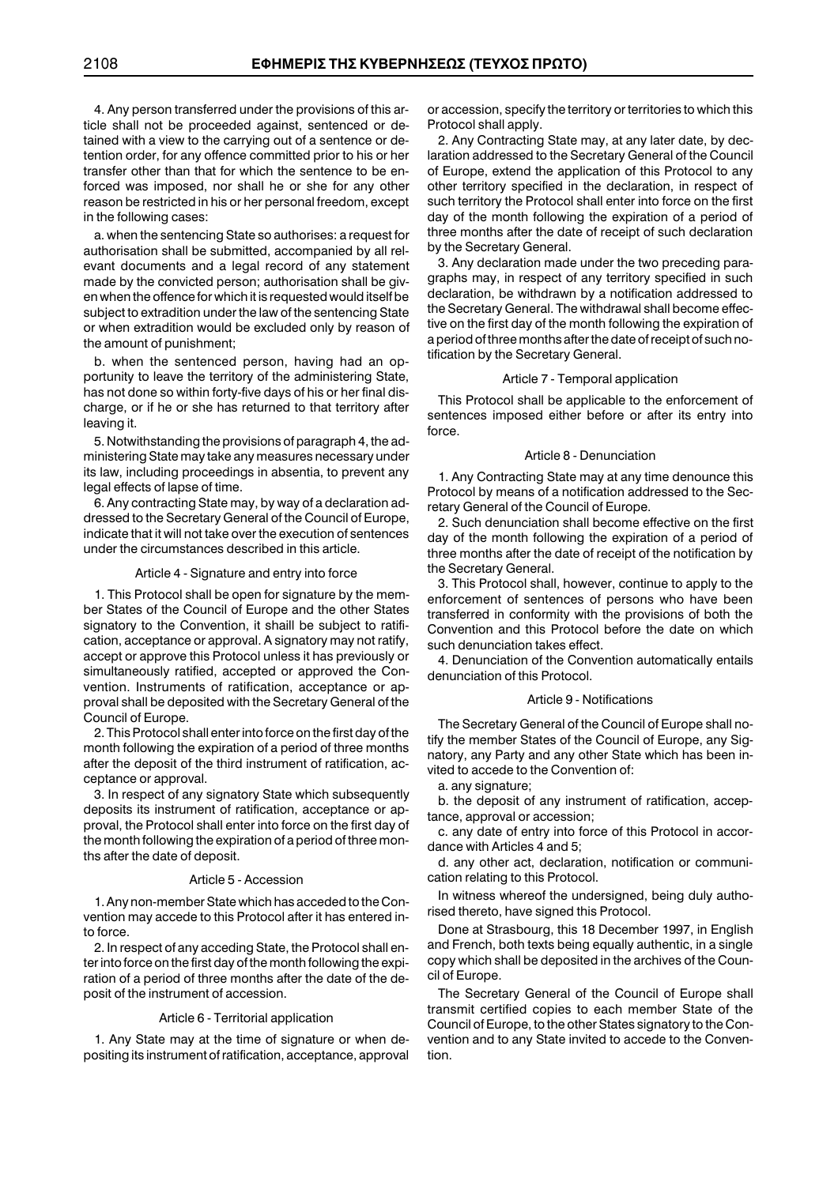4. Any person transferred under the provisions of this article shall not be proceeded against, sentenced or detained with a view to the carrying out of a sentence or detention order, for any offence committed prior to his or her transfer other than that for which the sentence to be enforced was imposed, nor shall he or she for any other reason be restricted in his or her personal freedom, except in the following cases:

a. when the sentencing State so authorises: a request for authorisation shall be submitted, accompanied by all relevant documents and a legal record of any statement made by the convicted person; authorisation shall be given when the offence for which it is requested would itself be subject to extradition under the law of the sentencing State or when extradition would be excluded only by reason of the amount of punishment;

b. when the sentenced person, having had an opportunity to leave the territory of the administering State, has not done so within forty-five days of his or her final discharge, or if he or she has returned to that territory after leaving it.

5. Notwithstanding the provisions of paragraph 4, the administering State may take any measures necessary under its law, including proceedings in absentia, to prevent any legal effects of lapse of time.

6. Any contracting State may, by way of a declaration addressed to the Secretary General of the Council of Europe, indicate that it will not take over the execution of sentences under the circumstances described in this article.

### Article 4 - Signature and entry into force

1. This Protocol shall be open for signature by the member States of the Council of Europe and the other States signatory to the Convention, it shaill be subject to ratification, acceptance or approval. A signatory may not ratify, accept or approve this Protocol unless it has previously or simultaneously ratified, accepted or approved the Convention. Instruments of ratification, acceptance or approval shall be deposited with the Secretary General of the Council of Europe.

2. This Protocol shall enter into force on the first day of the month following the expiration of a period of three months after the deposit of the third instrument of ratification, acceptance or approval.

3. In respect of any signatory State which subsequently deposits its instrument of ratification, acceptance or approval, the Protocol shall enter into force on the first day of the month following the expiration of a period of three months after the date of deposit.

### Article 5 - Accession

1. Any non-member State which has acceded to the Convention may accede to this Protocol after it has entered into force.

2. In respect of any acceding State, the Protocol shall enter into force on the first day of the month following the expiration of a period of three months after the date of the deposit of the instrument of accession.

### Article 6 - Territorial application

1. Any State may at the time of signature or when depositing its instrument of ratification, acceptance, approval or accession, specify the territory or territories to which this Protocol shall apply.

2. Any Contracting State may, at any later date, by declaration addressed to the Secretary General of the Council of Europe, extend the application of this Protocol to any other territory specified in the declaration, in respect of such territory the Protocol shall enter into force on the first day of the month following the expiration of a period of three months after the date of receipt of such declaration by the Secretary General.

3. Any declaration made under the two preceding paragraphs may, in respect of any territory specified in such declaration, be withdrawn by a notification addressed to the Secretary General. The withdrawal shall become effective on the first day of the month following the expiration of a period of three months after the date of receipt of such notification by the Secretary General.

### Article 7 - Temporal application

This Protocol shall be applicable to the enforcement of sentences imposed either before or after its entry into force.

### Article 8 - Denunciation

1. Any Contracting State may at any time denounce this Protocol by means of a notification addressed to the Secretary General of the Council of Europe.

2. Such denunciation shall become effective on the first day of the month following the expiration of a period of three months after the date of receipt of the notification by the Secretary General.

3. This Protocol shall, however, continue to apply to the enforcement of sentences of persons who have been transferred in conformity with the provisions of both the Convention and this Protocol before the date on which such denunciation takes effect.

4. Denunciation of the Convention automatically entails denunciation of this Protocol.

### Article 9 - Notifications

The Secretary General of the Council of Europe shall notify the member States of the Council of Europe, any Signatory, any Party and any other State which has been invited to accede to the Convention of:

a. any signature;

b. the deposit of any instrument of ratification, acceptance, approval or accession;

c. any date of entry into force of this Protocol in accordance with Articles 4 and 5;

d. any other act, declaration, notification or communication relating to this Protocol.

In witness whereof the undersigned, being duly authorised thereto, have signed this Protocol.

Done at Strasbourg, this 18 December 1997, in English and French, both texts being equally authentic, in a single copy which shall be deposited in the archives of the Council of Europe.

The Secretary General of the Council of Europe shall transmit certified copies to each member State of the Council of Europe, to the other States signatory to the Convention and to any State invited to accede to the Convention.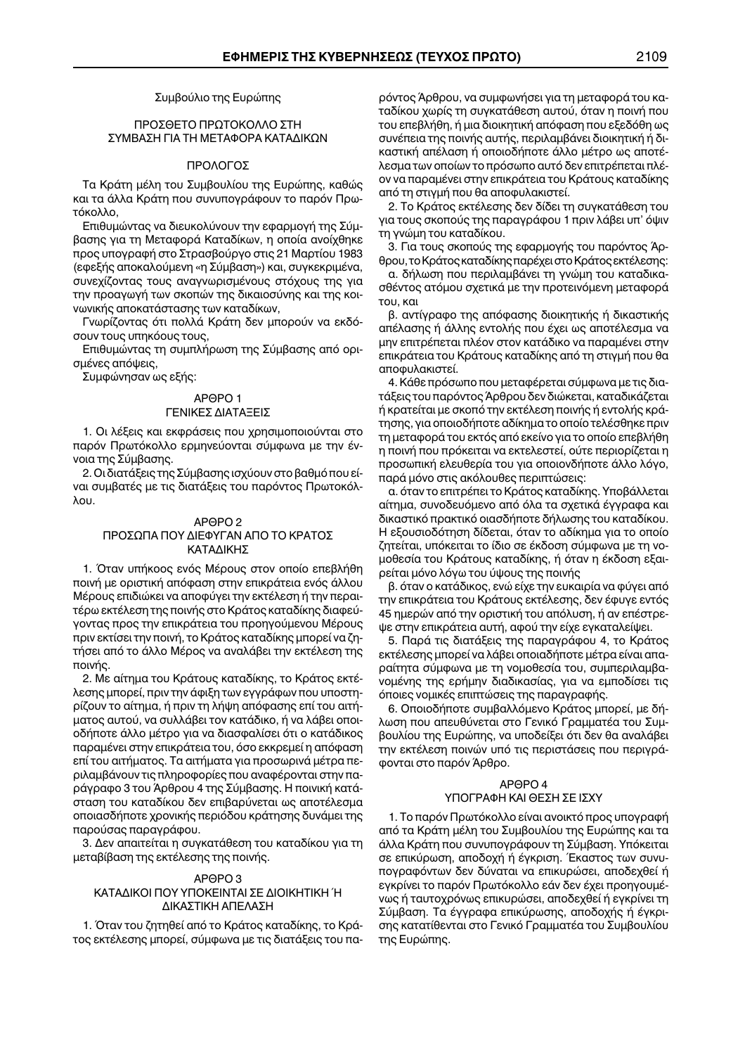Συμβούλιο της Ευρώπης

## ΠΡΟΣΘΕΤΟ ΠΡΩΤΟΚΟΛΛΟ ΣΤΗ ΣΥΜΒΑΣΗ ΓΙΑ ΤΗ ΜΕΤΑΦΟΡΑ ΚΑΤΑΔΙΚΩΝ

### ΠΡΟΛΟΓΟΣ

Τα Κράτη μέλη του Συμβουλίου της Ευρώπης, καθώς και τα άλλα Κράτη που συνυπογράφουν το παρόν Πρωτόκολλο,

Επιθυμώντας να διευκολύνουν την εφαρμογή της Σύμβασης για τη Μεταφορά Καταδίκων, η οποία ανοίχθηκε προς υπογραφή στο Στρασβούργο στις 21 Μαρτίου 1983 (εφεξής αποκαλούμενη «η Σύμβαση») και, συγκεκριμένα, συνεχίζοντας τους αναγνωρισμένους στόχους της για την προαγωγή των σκοπών της δικαιοσύνης και της κοινωνικής αποκατάστασης των καταδίκων,

Γνωρίζοντας ότι πολλά Κράτη δεν μπορούν να εκδόσουν τους υπηκόους τους,

Επιθυμώντας τη συμπλήρωση της Σύμβασης από ορισμένες απόψεις,

Συμφώνησαν ως εξής:

### ΑΡΘΡΟ 1
### ΓΕΝΙΚΕΣ ΔΙΑΤΑΞΕΙΣ

1. Οι λέξεις και εκφράσεις που χρησιμοποιούνται στο παρόν Πρωτόκολλο ερμηνεύονται σύμφωνα με την έννοια της Σύμβασης.

2. Οι διατάξεις της Σύμβασης ισχύουν στο βαθμό που είναι συμβατές με τις διατάξεις του παρόντος Πρωτοκόλλου.

### ΑΡΘΡΟ 2
### ΠΡΟΣΩΠΑ ΠΟΥ ΔΙΕΦΥΓΑΝ ΑΠΟ ΤΟ ΚΡΑΤΟΣ ΚΑΤΑΔΙΚΗΣ

1. Όταν υπήκοος ενός Μέρους στον οποίο επεβλήθη ποινή με οριστική απόφαση στην επικράτεια ενός άλλου Μέρους επιδιώκει να αποφύγει την εκτέλεση ή την περαιτέρω εκτέλεση της ποινής στο Κράτος καταδίκης διαφεύγοντας προς την επικράτεια του προηγούμενου Μέρους πριν εκτίσει την ποινή, το Κράτος καταδίκης μπορεί να ζητήσει από το άλλο Μέρος να αναλάβει την εκτέλεση της ποινής.

2. Με αίτημα του Κράτους καταδίκης, το Κράτος εκτέλεσης μπορεί, πριν την άφιξη των εγγράφων που υποστηρίζουν το αίτημα, ή πριν τη λήψη απόφασης επί του αιτήματος αυτού, να συλλάβει τον κατάδικο, ή να λάβει οποιοδήποτε άλλο μέτρο για να διασφαλίσει ότι ο κατάδικος παραμένει στην επικράτειά του, όσο εκκρεμεί η απόφαση επί του αιτήματος. Τα αιτήματα για προσωρινά μέτρα περιλαμβάνουν τις πληροφορίες που αναφέρονται στην παράγραφο 3 του Άρθρου 4 της Σύμβασης. Η ποινική κατάσταση του καταδίκου δεν επιβαρύνεται ως αποτέλεσμα οποιασδήποτε χρονικής περιόδου κράτησης δυνάμει της παρούσας παραγράφου.

3. Δεν απαιτείται η συγκατάθεση του καταδίκου για τη μεταβίβαση της εκτέλεσης της ποινής.

### ΑΡΘΡΟ 3
### ΚΑΤΑΔΙΚΟΙ ΠΟΥ ΥΠΟΚΕΙΝΤΑΙ ΣΕ ΔΙΟΙΚΗΤΙΚΗ Ή ΔΙΚΑΣΤΙΚΗ ΑΠΕΛΑΣΗ

1. Όταν του ζητηθεί από το Κράτος καταδίκης, το Κράτος εκτέλεσης μπορεί, σύμφωνα με τις διατάξεις του παρόντος Άρθρου, να συμφωνήσει για τη μεταφορά του καταδίκου χωρίς τη συγκατάθεση αυτού, όταν η ποινή που του επεβλήθη, ή μια διοικητική απόφαση που εξεδόθη ως συνέπεια της ποινής αυτής, περιλαμβάνει διοικητική ή δικαστική απέλαση ή οποιοδήποτε άλλο μέτρο ως αποτέλεσμα των οποίων το πρόσωπο αυτό δεν επιτρέπεται πλέον να παραμένει στην επικράτεια του Κράτους καταδίκης από τη στιγμή που θα αποφυλακιστεί.

2. Το Κράτος εκτέλεσης δεν δίδει τη συγκατάθεση του για τους σκοπούς της παραγράφου 1 πριν λάβει υπ' όψιν τη γνώμη του καταδίκου.

3. Για τους σκοπούς της εφαρμογής του παρόντος Άρθρου, το Κράτος καταδίκης παρέχει στο Κράτος εκτέλεσης:

α. δήλωση που περιλαμβάνει τη γνώμη του καταδικασθέντος ατόμου σχετικά με την προτεινόμενη μεταφορά του, και

β. αντίγραφο της απόφασης διοικητικής ή δικαστικής απέλασης ή άλλης εντολής που έχει ως αποτέλεσμα να μην επιτρέπεται πλέον στον κατάδικο να παραμένει στην επικράτεια του Κράτους καταδίκης από τη στιγμή που θα αποφυλακιστεί.

4. Κάθε πρόσωπο που μεταφέρεται σύμφωνα με τις διατάξεις του παρόντος Άρθρου δεν διώκεται, καταδικάζεται ή κρατείται με σκοπό την εκτέλεση ποινής ή εντολής κράτησης, για οποιοδήποτε αδίκημα το οποίο τελέσθηκε πριν τη μεταφορά του εκτός από εκείνο για το οποίο επεβλήθη η ποινή που πρόκειται να εκτελεστεί, ούτε περιορίζεται η προσωπική ελευθερία του για οποιονδήποτε άλλο λόγο, παρά μόνο στις ακόλουθες περιπτώσεις:

α. όταν το επιτρέπει το Κράτος καταδίκης. Υποβάλλεται αίτημα, συνοδευόμενο από όλα τα σχετικά έγγραφα και δικαστικό πρακτικό οιασδήποτε δήλωσης του καταδίκου. Η εξουσιοδότηση δίδεται, όταν το αδίκημα για το οποίο ζητείται, υπόκειται το ίδιο σε έκδοση σύμφωνα με τη νομοθεσία του Κράτους καταδίκης, ή όταν η έκδοση εξαιρείται μόνο λόγω του ύψους της ποινής

β. όταν ο κατάδικος, ενώ είχε την ευκαιρία να φύγει από την επικράτεια του Κράτους εκτέλεσης, δεν έφυγε εντός 45 ημερών από την οριστική του απόλυση, ή αν επέστρεψε στην επικράτεια αυτή, αφού την είχε εγκαταλείψει.

5. Παρά τις διατάξεις της παραγράφου 4, το Κράτος εκτέλεσης μπορεί να λάβει οποιαδήποτε μέτρα είναι απαραίτητα σύμφωνα με τη νομοθεσία του, συμπεριλαμβανομένης της ερήμην διαδικασίας, για να εμποδίσει τις όποιες νομικές επιπτώσεις της παραγραφής.

6. Οποιοδήποτε συμβαλλόμενο Κράτος μπορεί, με δήλωση που απευθύνεται στο Γενικό Γραμματέα του Συμβουλίου της Ευρώπης, να υποδείξει ότι δεν θα αναλάβει την εκτέλεση ποινών υπό τις περιστάσεις που περιγράφονται στο παρόν Άρθρο.

### ΑΡΘΡΟ 4
### ΥΠΟΓΡΑΦΗ ΚΑΙ ΘΕΣΗ ΣΕ ΙΣΧΥ

1. Το παρόν Πρωτόκολλο είναι ανοικτό προς υπογραφή από τα Κράτη μέλη του Συμβουλίου της Ευρώπης και τα άλλα Κράτη που συνυπογράφουν τη Σύμβαση. Υπόκειται σε επικύρωση, αποδοχή ή έγκριση. Έκαστος των συνυπογραφόντων δεν δύναται να επικυρώσει, αποδεχθεί ή εγκρίνει το παρόν Πρωτόκολλο εάν δεν έχει προηγουμένως ή ταυτοχρόνως επικυρώσει, αποδεχθεί ή εγκρίνει τη Σύμβαση. Τα έγγραφα επικύρωσης, αποδοχής ή έγκρισης κατατίθενται στο Γενικό Γραμματέα του Συμβουλίου της Ευρώπης.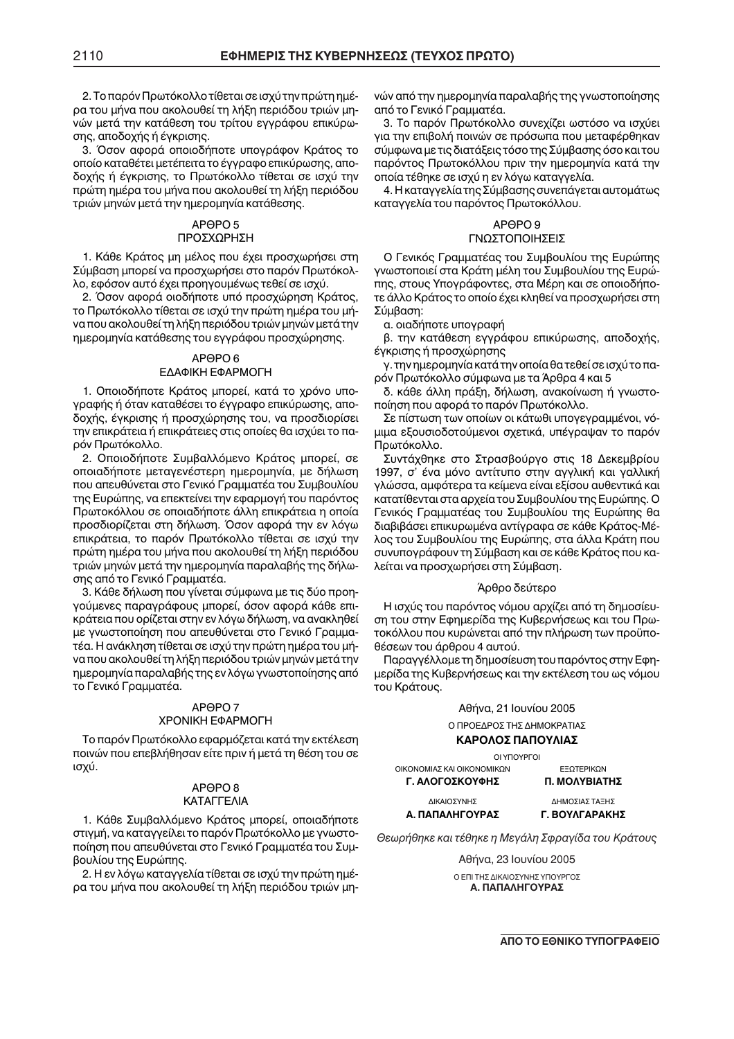2. Το παρόν Πρωτόκολλο τίθεται σε ισχύ την πρώτη ημέρα του μήνα που ακολουθεί τη λήξη περιόδου τριών μηνών μετά την κατάθεση του τρίτου εγγράφου επικύρωσης, αποδοχής ή έγκρισης.

3. Όσον αφορά οποιοδήποτε υπογράφον Κράτος το οποίο καταθέτει μετέπειτα το έγγραφο επικύρωσης, αποδοχής ή έγκρισης, το Πρωτόκολλο τίθεται σε ισχύ την πρώτη ημέρα του μήνα που ακολουθεί τη λήξη περιόδου τριών μηνών μετά την ημερομηνία κατάθεσης.

### ΑΡΘΡΟ 5
### ΠΡΟΣΧΩΡΗΣΗ

1. Κάθε Κράτος μη μέλος που έχει προσχωρήσει στη Σύμβαση μπορεί να προσχωρήσει στο παρόν Πρωτόκολλο, εφόσον αυτό έχει προηγουμένως τεθεί σε ισχύ.

2. Όσον αφορά οιοδήποτε υπό προσχώρηση Κράτος, το Πρωτόκολλο τίθεται σε ισχύ την πρώτη ημέρα του μήνα που ακολουθεί τη λήξη περιόδου τριών μηνών μετά την ημερομηνία κατάθεσης του εγγράφου προσχώρησης.

### ΑΡΘΡΟ 6
### ΕΔΑΦΙΚΗ ΕΦΑΡΜΟΓΗ

1. Οποιοδήποτε Κράτος μπορεί, κατά το χρόνο υπογραφής ή όταν καταθέσει το έγγραφο επικύρωσης, αποδοχής, έγκρισης ή προσχώρησής του, να προσδιορίσει την επικράτεια ή επικράτειες στις οποίες θα ισχύει το παρόν Πρωτόκολλο.

2. Οποιοδήποτε Συμβαλλόμενο Κράτος μπορεί, σε οποιαδήποτε μεταγενέστερη ημερομηνία, με δήλωση που απευθύνεται στο Γενικό Γραμματέα του Συμβουλίου της Ευρώπης, να επεκτείνει την εφαρμογή του παρόντος Πρωτοκόλλου σε οποιαδήποτε άλλη επικράτεια η οποία προσδιορίζεται στη δήλωση. Όσον αφορά την εν λόγω επικράτεια, το παρόν Πρωτόκολλο τίθεται σε ισχύ την πρώτη ημέρα του μήνα που ακολουθεί τη λήξη περιόδου τριών μηνών μετά την ημερομηνία παραλαβής της δήλωσης από το Γενικό Γραμματέα.

3. Κάθε δήλωση που γίνεται σύμφωνα με τις δύο προηγούμενες παραγράφους μπορεί, όσον αφορά κάθε επικράτεια που ορίζεται στην εν λόγω δήλωση, να ανακληθεί με γνωστοποίηση που απευθύνεται στο Γενικό Γραμματέα. Η ανάκληση τίθεται σε ισχύ την πρώτη ημέρα του μήνα που ακολουθεί τη λήξη περιόδου τριών μηνών μετά την ημερομηνία παραλαβής της εν λόγω γνωστοποίησης από το Γενικό Γραμματέα.

### ΑΡΘΡΟ 7
### ΧΡΟΝΙΚΗ ΕΦΑΡΜΟΓΗ

Το παρόν Πρωτόκολλο εφαρμόζεται κατά την εκτέλεση ποινών που επιβλήθησαν είτε πριν ή μετά τη θέση του σε ισχύ.

### ΑΡΘΡΟ 8
### ΚΑΤΑΓΓΕΛΙΑ

1. Κάθε Συμβαλλόμενο Κράτος μπορεί, οποιαδήποτε στιγμή, να καταγγείλει το παρόν Πρωτόκολλο με γνωστοποίηση που απευθύνεται στο Γενικό Γραμματέα του Συμβουλίου της Ευρώπης.

2. Η εν λόγω καταγγελία τίθεται σε ισχύ την πρώτη ημέρα του μήνα που ακολουθεί τη λήξη περιόδου τριών μηνών από την ημερομηνία παραλαβής της γνωστοποίησης από το Γενικό Γραμματέα.

3. Το παρόν Πρωτόκολλο συνεχίζει ωστόσο να ισχύει για την επιβολή ποινών σε πρόσωπα που μεταφέρθηκαν σύμφωνα με τις διατάξεις τόσο της Σύμβασης όσο και του παρόντος Πρωτοκόλλου πριν την ημερομηνία κατά την οποία τέθηκε σε ισχύ η εν λόγω καταγγελία.

4. Η καταγγελία της Σύμβασης συνεπάγεται αυτομάτως καταγγελία του παρόντος Πρωτοκόλλου.

### ΑΡΘΡΟ 9
### ΓΝΩΣΤΟΠΟΙΗΣΕΙΣ

Ο Γενικός Γραμματέας του Συμβουλίου της Ευρώπης γνωστοποιεί στα Κράτη μέλη του Συμβουλίου της Ευρώπης, στους Υπογράφοντες, στα Μέρη και σε οποιοδήποτε άλλο Κράτος το οποίο έχει κληθεί να προσχωρήσει στη Σύμβαση:

α. οιαδήποτε υπογραφή

β. την κατάθεση εγγράφου επικύρωσης, αποδοχής, έγκρισης ή προσχώρησης

γ. την ημερομηνία κατά την οποία θα τεθεί σε ισχύ το παρόν Πρωτόκολλο σύμφωνα με τα Άρθρα 4 και 5

δ. κάθε άλλη πράξη, δήλωση, ανακοίνωση ή γνωστοποίηση που αφορά το παρόν Πρωτόκολλο.

Σε πίστωση των οποίων οι κάτωθι υπογεγραμμένοι, νόμιμα εξουσιοδοτούμενοι σχετικά, υπέγραψαν το παρόν Πρωτόκολλο.

Συντάχθηκε στο Στρασβούργο στις 18 Δεκεμβρίου 1997, σ' ένα μόνο αντίτυπο στην αγγλική και γαλλική γλώσσα, αμφότερα τα κείμενα είναι εξίσου αυθεντικά και κατατίθενται στα αρχεία του Συμβουλίου της Ευρώπης. Ο Γενικός Γραμματέας του Συμβουλίου της Ευρώπης θα διαβιβάσει επικυρωμένα αντίγραφα σε κάθε Κράτος-Μέλος του Συμβουλίου της Ευρώπης, στα άλλα Κράτη που συνυπογράφουν τη Σύμβαση και σε κάθε Κράτος που καλείται να προσχωρήσει στη Σύμβαση.

### Άρθρο δεύτερο

Η ισχύς του παρόντος νόμου αρχίζει από τη δημοσίευση του στην Εφημερίδα της Κυβερνήσεως και του Πρωτοκόλλου που κυρώνεται από την πλήρωση των προϋποθέσεων του άρθρου 4 αυτού.

Παραγγέλλομε τη δημοσίευση του παρόντος στην Εφημερίδα της Κυβερνήσεως και την εκτέλεση του ως νόμου του Κράτους.

Αθήνα, 21 Ιουνίου 2005

Ο ΠΡΟΕΔΡΟΣ ΤΗΣ ΔΗΜΟΚΡΑΤΙΑΣ

**ΚΑΡΟΛΟΣ ΠΑΠΟΥΛΙΑΣ**

ΟΙ ΥΠΟΥΡΓΟΙ

ΟΙΚΟΝΟΜΙΑΣ ΚΑΙ ΟΙΚΟΝΟΜΙΚΩΝ
**Γ. ΑΛΟΓΟΣΚΟΥΦΗΣ**

ΕΞΩΤΕΡΙΚΩΝ
**Π. ΜΟΛΥΒΙΑΤΗΣ**

ΔΙΚΑΙΟΣΥΝΗΣ
**Α. ΠΑΠΑΛΗΓΟΥΡΑΣ**

ΔΗΜΟΣΙΑΣ ΤΑΞΗΣ
**Γ. ΒΟΥΛΓΑΡΑΚΗΣ**

*Θεωρήθηκε και τέθηκε η Μεγάλη Σφραγίδα του Κράτους*

Αθήνα, 23 Ιουνίου 2005

Ο ΕΠΙ ΤΗΣ ΔΙΚΑΙΟΣΥΝΗΣ ΥΠΟΥΡΓΟΣ
**Α. ΠΑΠΑΛΗΓΟΥΡΑΣ**

**ΑΠΟ ΤΟ ΕΘΝΙΚΟ ΤΥΠΟΓΡΑΦΕΙΟ**